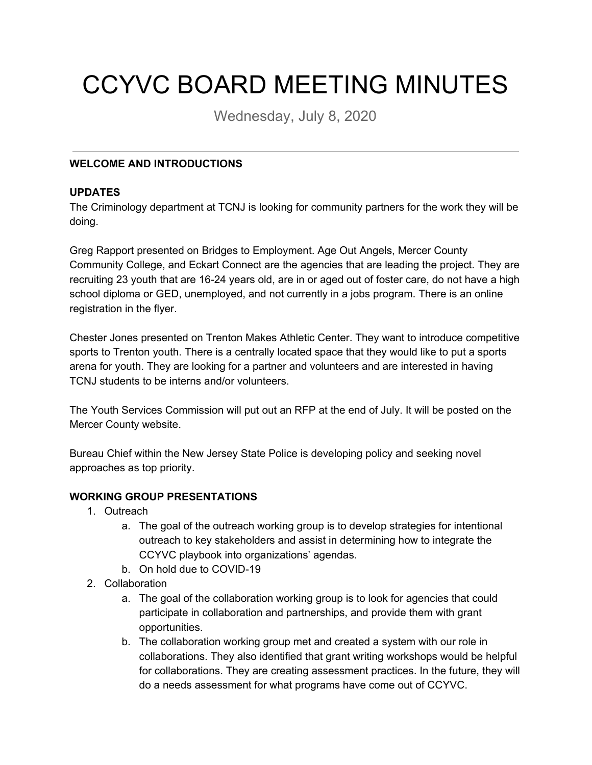# CCYVC BOARD MEETING MINUTES

Wednesday, July 8, 2020

---

**WELCOME AND INTRODUCTIONS**

**UPDATES**

The Criminology department at TCNJ is looking for community partners for the work they will be doing.

Greg Rapport presented on Bridges to Employment. Age Out Angels, Mercer County Community College, and Eckart Connect are the agencies that are leading the project. They are recruiting 23 youth that are 16-24 years old, are in or aged out of foster care, do not have a high school diploma or GED, unemployed, and not currently in a jobs program. There is an online registration in the flyer.

Chester Jones presented on Trenton Makes Athletic Center. They want to introduce competitive sports to Trenton youth. There is a centrally located space that they would like to put a sports arena for youth. They are looking for a partner and volunteers and are interested in having TCNJ students to be interns and/or volunteers.

The Youth Services Commission will put out an RFP at the end of July. It will be posted on the Mercer County website.

Bureau Chief within the New Jersey State Police is developing policy and seeking novel approaches as top priority.

**WORKING GROUP PRESENTATIONS**

1. Outreach
    a. The goal of the outreach working group is to develop strategies for intentional outreach to key stakeholders and assist in determining how to integrate the CCYVC playbook into organizations' agendas.
    b. On hold due to COVID-19
2. Collaboration
    a. The goal of the collaboration working group is to look for agencies that could participate in collaboration and partnerships, and provide them with grant opportunities.
    b. The collaboration working group met and created a system with our role in collaborations. They also identified that grant writing workshops would be helpful for collaborations. They are creating assessment practices. In the future, they will do a needs assessment for what programs have come out of CCYVC.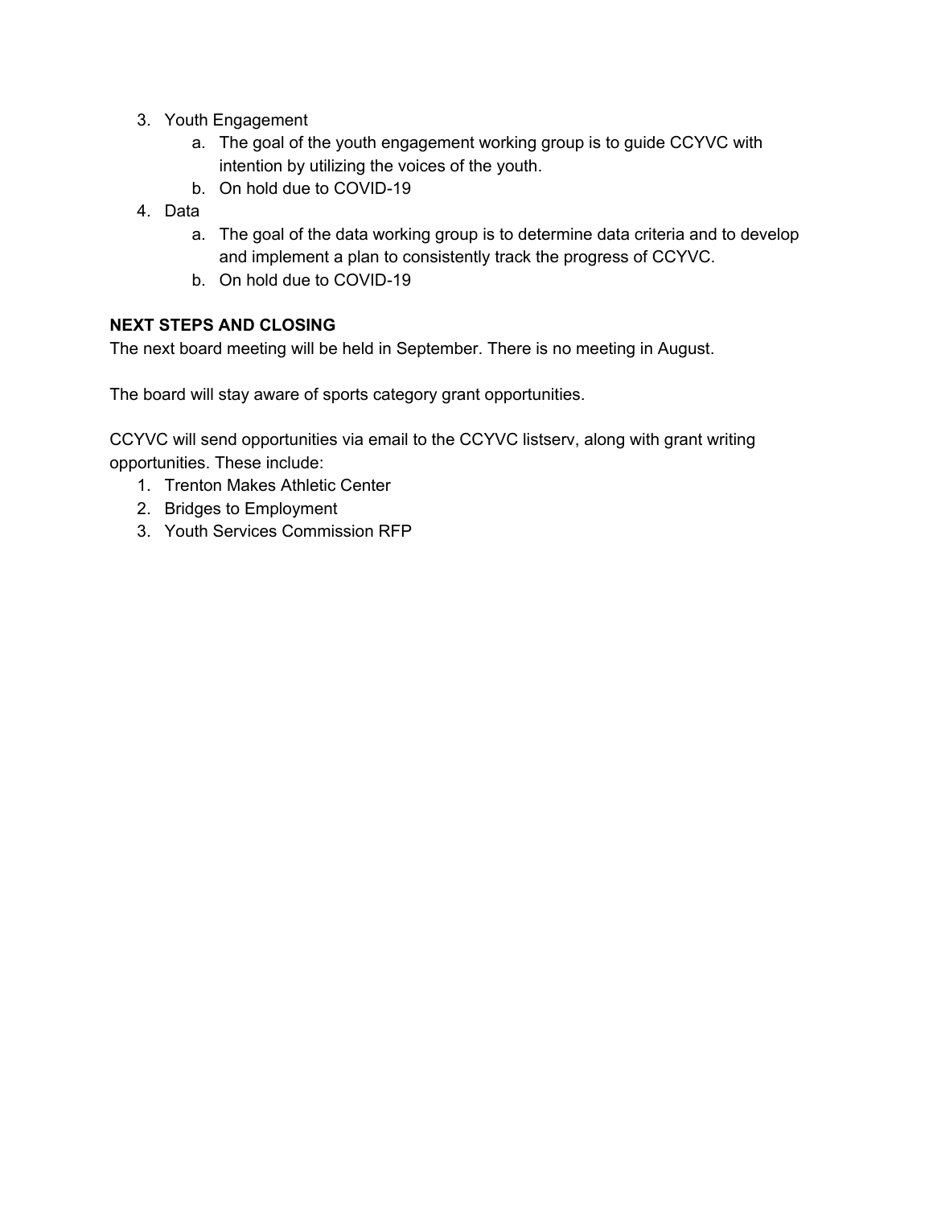3. Youth Engagement
    a. The goal of the youth engagement working group is to guide CCYVC with intention by utilizing the voices of the youth.
    b. On hold due to COVID-19
4. Data
    a. The goal of the data working group is to determine data criteria and to develop and implement a plan to consistently track the progress of CCYVC.
    b. On hold due to COVID-19

**NEXT STEPS AND CLOSING**

The next board meeting will be held in September. There is no meeting in August.

The board will stay aware of sports category grant opportunities.

CCYVC will send opportunities via email to the CCYVC listserv, along with grant writing opportunities. These include:

1. Trenton Makes Athletic Center
2. Bridges to Employment
3. Youth Services Commission RFP